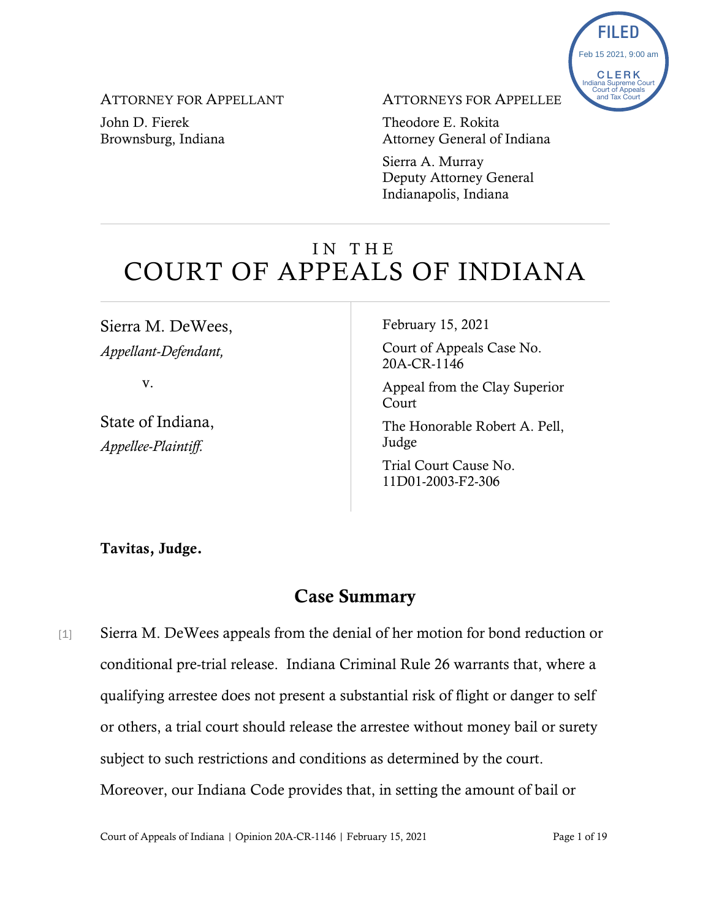FILED
Feb 15 2021, 9:00 am
CLERK
Indiana Supreme Court
Court of Appeals
and Tax Court

ATTORNEY FOR APPELLANT

John D. Fierek
Brownsburg, Indiana

ATTORNEYS FOR APPELLEE

Theodore E. Rokita
Attorney General of Indiana

Sierra A. Murray
Deputy Attorney General
Indianapolis, Indiana

# IN THE COURT OF APPEALS OF INDIANA

Sierra M. DeWees,
*Appellant-Defendant,*

v.

State of Indiana,
*Appellee-Plaintiff.*

February 15, 2021

Court of Appeals Case No. 20A-CR-1146

Appeal from the Clay Superior Court

The Honorable Robert A. Pell, Judge

Trial Court Cause No. 11D01-2003-F2-306

**Tavitas, Judge.**

## Case Summary

[1] Sierra M. DeWees appeals from the denial of her motion for bond reduction or conditional pre-trial release. Indiana Criminal Rule 26 warrants that, where a qualifying arrestee does not present a substantial risk of flight or danger to self or others, a trial court should release the arrestee without money bail or surety subject to such restrictions and conditions as determined by the court. Moreover, our Indiana Code provides that, in setting the amount of bail or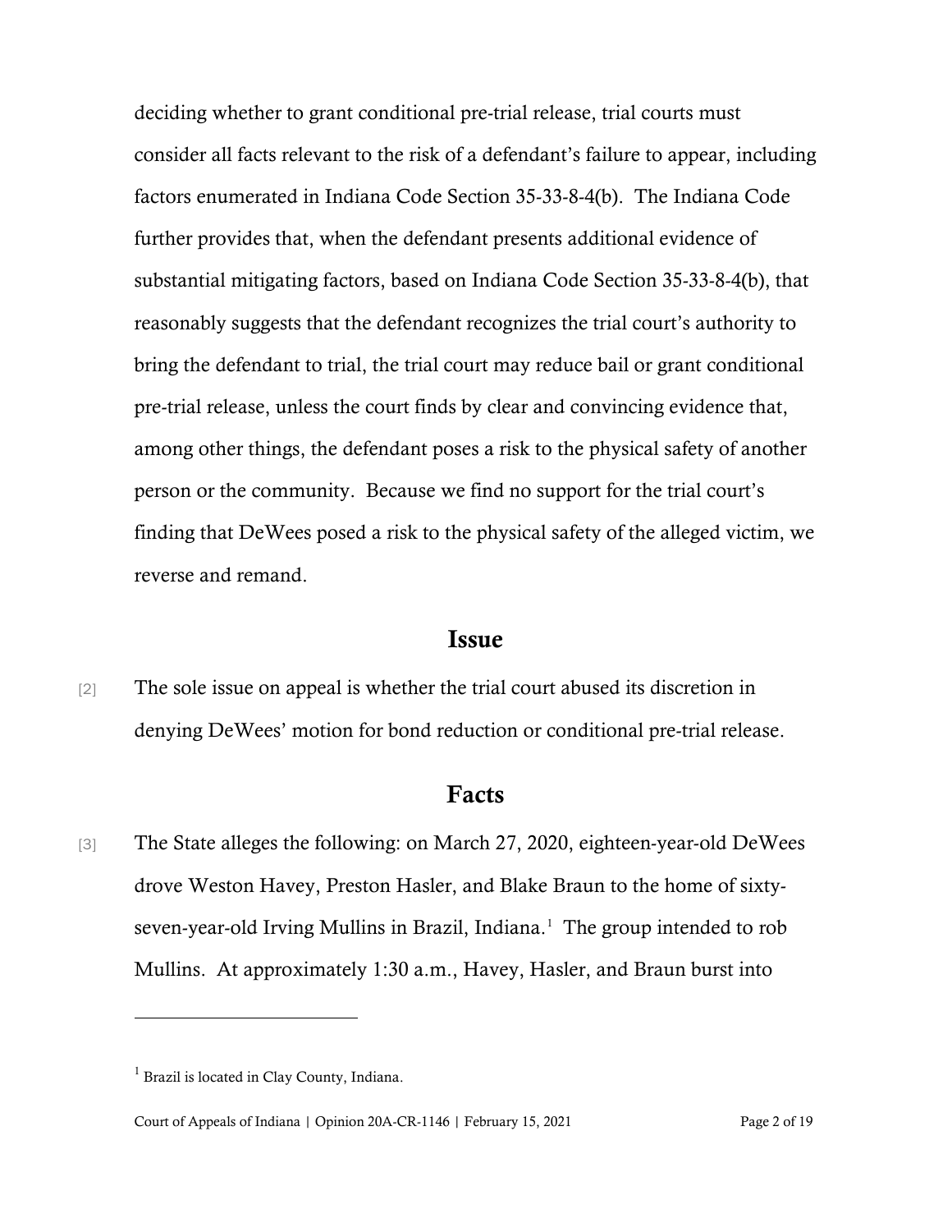deciding whether to grant conditional pre-trial release, trial courts must consider all facts relevant to the risk of a defendant's failure to appear, including factors enumerated in Indiana Code Section 35-33-8-4(b). The Indiana Code further provides that, when the defendant presents additional evidence of substantial mitigating factors, based on Indiana Code Section 35-33-8-4(b), that reasonably suggests that the defendant recognizes the trial court's authority to bring the defendant to trial, the trial court may reduce bail or grant conditional pre-trial release, unless the court finds by clear and convincing evidence that, among other things, the defendant poses a risk to the physical safety of another person or the community. Because we find no support for the trial court's finding that DeWees posed a risk to the physical safety of the alleged victim, we reverse and remand.

## Issue

[2] The sole issue on appeal is whether the trial court abused its discretion in denying DeWees' motion for bond reduction or conditional pre-trial release.

## Facts

[3] The State alleges the following: on March 27, 2020, eighteen-year-old DeWees drove Weston Havey, Preston Hasler, and Blake Braun to the home of sixty-seven-year-old Irving Mullins in Brazil, Indiana.[1] The group intended to rob Mullins. At approximately 1:30 a.m., Havey, Hasler, and Braun burst into

[1] Brazil is located in Clay County, Indiana.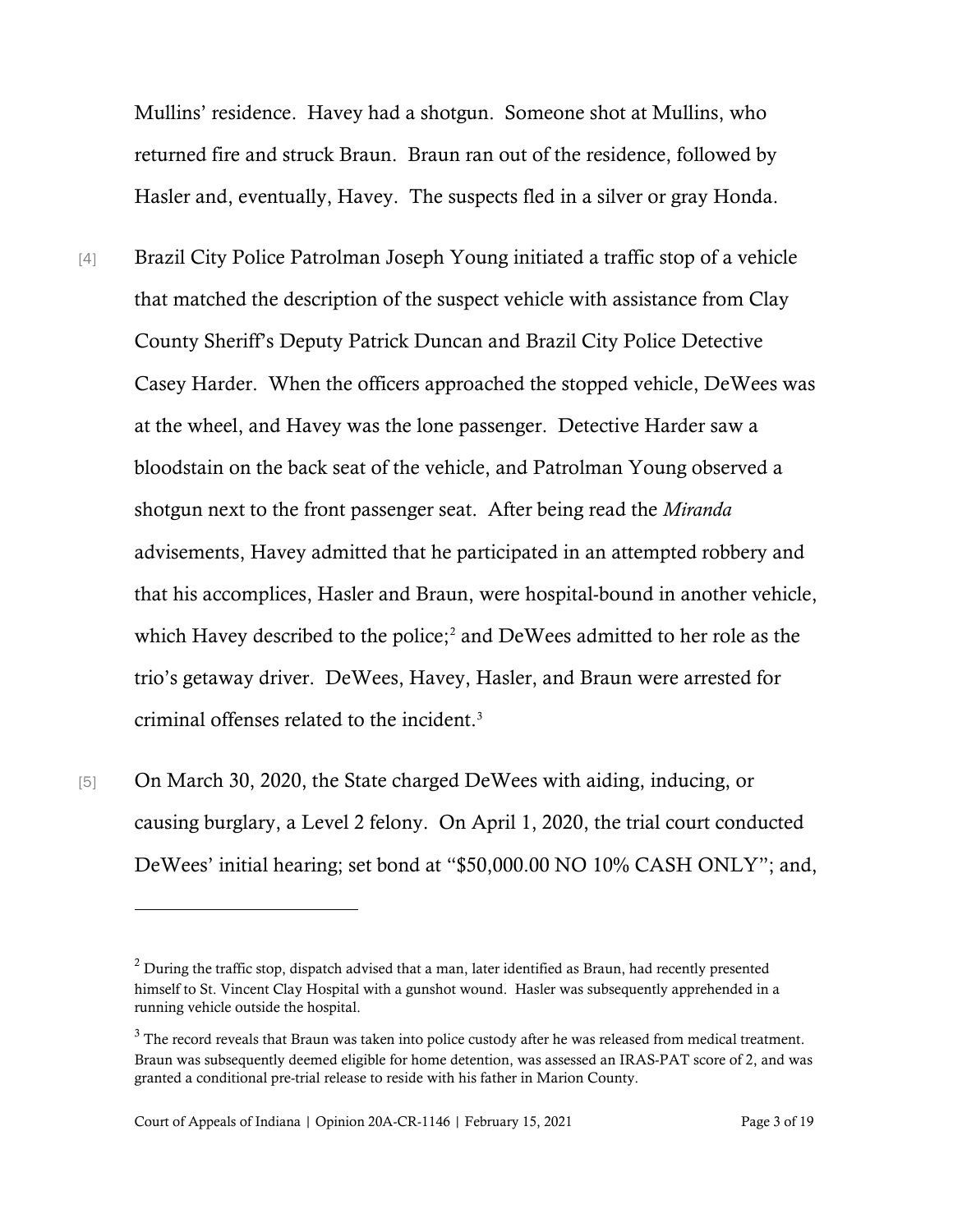Mullins' residence. Havey had a shotgun. Someone shot at Mullins, who returned fire and struck Braun. Braun ran out of the residence, followed by Hasler and, eventually, Havey. The suspects fled in a silver or gray Honda.

[4] Brazil City Police Patrolman Joseph Young initiated a traffic stop of a vehicle that matched the description of the suspect vehicle with assistance from Clay County Sheriff's Deputy Patrick Duncan and Brazil City Police Detective Casey Harder. When the officers approached the stopped vehicle, DeWees was at the wheel, and Havey was the lone passenger. Detective Harder saw a bloodstain on the back seat of the vehicle, and Patrolman Young observed a shotgun next to the front passenger seat. After being read the *Miranda* advisements, Havey admitted that he participated in an attempted robbery and that his accomplices, Hasler and Braun, were hospital-bound in another vehicle, which Havey described to the police;[2] and DeWees admitted to her role as the trio's getaway driver. DeWees, Havey, Hasler, and Braun were arrested for criminal offenses related to the incident.[3]

[5] On March 30, 2020, the State charged DeWees with aiding, inducing, or causing burglary, a Level 2 felony. On April 1, 2020, the trial court conducted DeWees' initial hearing; set bond at "$50,000.00 NO 10% CASH ONLY"; and,

---

[2] During the traffic stop, dispatch advised that a man, later identified as Braun, had recently presented himself to St. Vincent Clay Hospital with a gunshot wound. Hasler was subsequently apprehended in a running vehicle outside the hospital.

[3] The record reveals that Braun was taken into police custody after he was released from medical treatment. Braun was subsequently deemed eligible for home detention, was assessed an IRAS-PAT score of 2, and was granted a conditional pre-trial release to reside with his father in Marion County.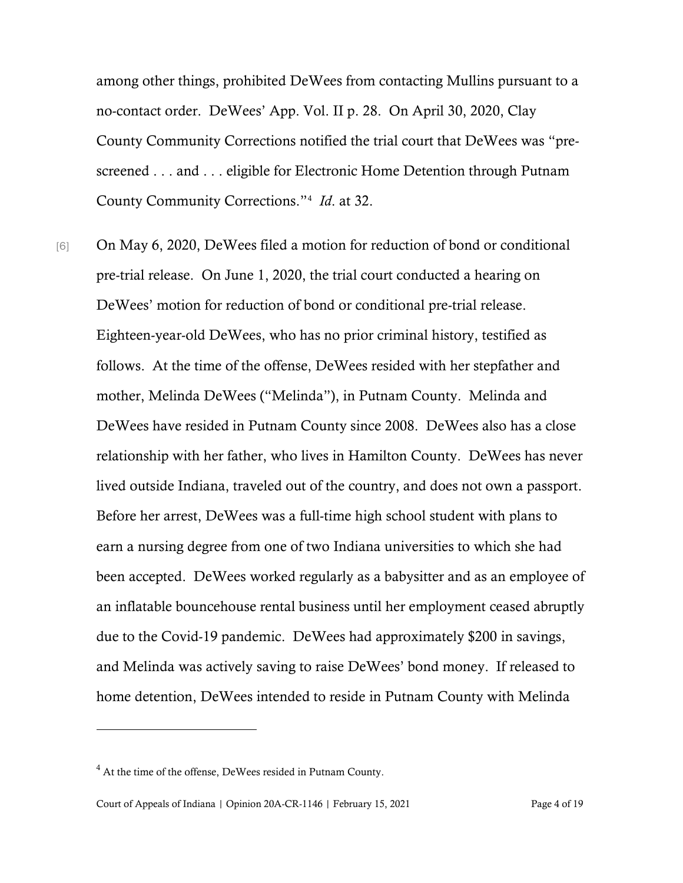among other things, prohibited DeWees from contacting Mullins pursuant to a no-contact order. DeWees' App. Vol. II p. 28. On April 30, 2020, Clay County Community Corrections notified the trial court that DeWees was "pre-screened . . . and . . . eligible for Electronic Home Detention through Putnam County Community Corrections."[4] *Id.* at 32.

[6] On May 6, 2020, DeWees filed a motion for reduction of bond or conditional pre-trial release. On June 1, 2020, the trial court conducted a hearing on DeWees' motion for reduction of bond or conditional pre-trial release. Eighteen-year-old DeWees, who has no prior criminal history, testified as follows. At the time of the offense, DeWees resided with her stepfather and mother, Melinda DeWees ("Melinda"), in Putnam County. Melinda and DeWees have resided in Putnam County since 2008. DeWees also has a close relationship with her father, who lives in Hamilton County. DeWees has never lived outside Indiana, traveled out of the country, and does not own a passport. Before her arrest, DeWees was a full-time high school student with plans to earn a nursing degree from one of two Indiana universities to which she had been accepted. DeWees worked regularly as a babysitter and as an employee of an inflatable bouncehouse rental business until her employment ceased abruptly due to the Covid-19 pandemic. DeWees had approximately $200 in savings, and Melinda was actively saving to raise DeWees' bond money. If released to home detention, DeWees intended to reside in Putnam County with Melinda

---

[4] At the time of the offense, DeWees resided in Putnam County.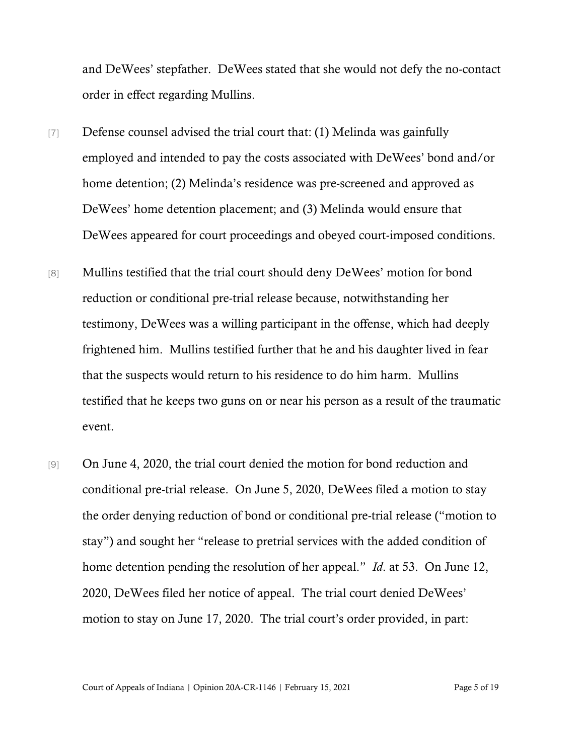and DeWees' stepfather. DeWees stated that she would not defy the no-contact order in effect regarding Mullins.

[7] Defense counsel advised the trial court that: (1) Melinda was gainfully employed and intended to pay the costs associated with DeWees' bond and/or home detention; (2) Melinda's residence was pre-screened and approved as DeWees' home detention placement; and (3) Melinda would ensure that DeWees appeared for court proceedings and obeyed court-imposed conditions.

[8] Mullins testified that the trial court should deny DeWees' motion for bond reduction or conditional pre-trial release because, notwithstanding her testimony, DeWees was a willing participant in the offense, which had deeply frightened him. Mullins testified further that he and his daughter lived in fear that the suspects would return to his residence to do him harm. Mullins testified that he keeps two guns on or near his person as a result of the traumatic event.

[9] On June 4, 2020, the trial court denied the motion for bond reduction and conditional pre-trial release. On June 5, 2020, DeWees filed a motion to stay the order denying reduction of bond or conditional pre-trial release ("motion to stay") and sought her "release to pretrial services with the added condition of home detention pending the resolution of her appeal." *Id*. at 53. On June 12, 2020, DeWees filed her notice of appeal. The trial court denied DeWees' motion to stay on June 17, 2020. The trial court's order provided, in part: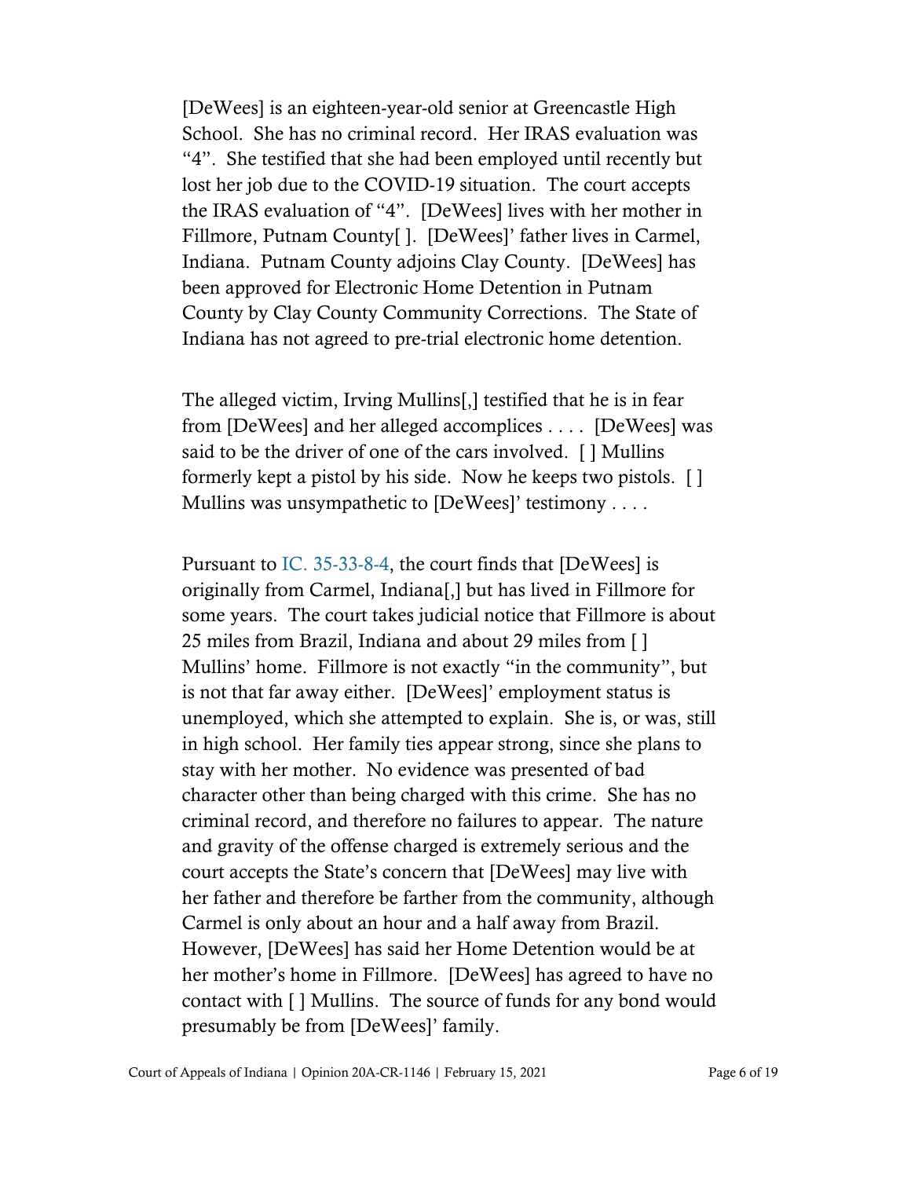[DeWees] is an eighteen-year-old senior at Greencastle High School. She has no criminal record. Her IRAS evaluation was "4". She testified that she had been employed until recently but lost her job due to the COVID-19 situation. The court accepts the IRAS evaluation of "4". [DeWees] lives with her mother in Fillmore, Putnam County[ ]. [DeWees]' father lives in Carmel, Indiana. Putnam County adjoins Clay County. [DeWees] has been approved for Electronic Home Detention in Putnam County by Clay County Community Corrections. The State of Indiana has not agreed to pre-trial electronic home detention.

The alleged victim, Irving Mullins[,] testified that he is in fear from [DeWees] and her alleged accomplices . . . . [DeWees] was said to be the driver of one of the cars involved. [ ] Mullins formerly kept a pistol by his side. Now he keeps two pistols. [ ] Mullins was unsympathetic to [DeWees]' testimony . . . .

Pursuant to IC. 35-33-8-4, the court finds that [DeWees] is originally from Carmel, Indiana[,] but has lived in Fillmore for some years. The court takes judicial notice that Fillmore is about 25 miles from Brazil, Indiana and about 29 miles from [ ] Mullins' home. Fillmore is not exactly "in the community", but is not that far away either. [DeWees]' employment status is unemployed, which she attempted to explain. She is, or was, still in high school. Her family ties appear strong, since she plans to stay with her mother. No evidence was presented of bad character other than being charged with this crime. She has no criminal record, and therefore no failures to appear. The nature and gravity of the offense charged is extremely serious and the court accepts the State's concern that [DeWees] may live with her father and therefore be farther from the community, although Carmel is only about an hour and a half away from Brazil. However, [DeWees] has said her Home Detention would be at her mother's home in Fillmore. [DeWees] has agreed to have no contact with [ ] Mullins. The source of funds for any bond would presumably be from [DeWees]' family.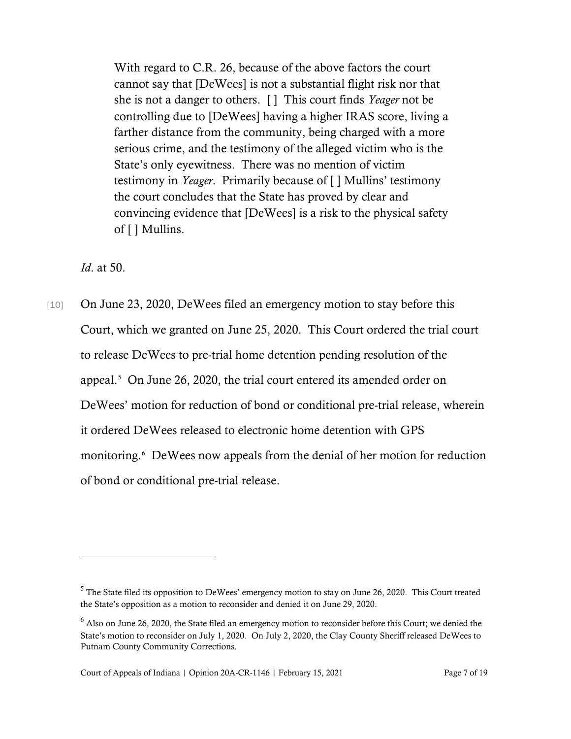> With regard to C.R. 26, because of the above factors the court cannot say that [DeWees] is not a substantial flight risk nor that she is not a danger to others. [ ] This court finds *Yeager* not be controlling due to [DeWees] having a higher IRAS score, living a farther distance from the community, being charged with a more serious crime, and the testimony of the alleged victim who is the State's only eyewitness. There was no mention of victim testimony in *Yeager*. Primarily because of [ ] Mullins' testimony the court concludes that the State has proved by clear and convincing evidence that [DeWees] is a risk to the physical safety of [ ] Mullins.

*Id*. at 50.

[10] On June 23, 2020, DeWees filed an emergency motion to stay before this Court, which we granted on June 25, 2020. This Court ordered the trial court to release DeWees to pre-trial home detention pending resolution of the appeal.[5] On June 26, 2020, the trial court entered its amended order on DeWees' motion for reduction of bond or conditional pre-trial release, wherein it ordered DeWees released to electronic home detention with GPS monitoring.[6] DeWees now appeals from the denial of her motion for reduction of bond or conditional pre-trial release.

---

[5] The State filed its opposition to DeWees' emergency motion to stay on June 26, 2020. This Court treated the State's opposition as a motion to reconsider and denied it on June 29, 2020.

[6] Also on June 26, 2020, the State filed an emergency motion to reconsider before this Court; we denied the State's motion to reconsider on July 1, 2020. On July 2, 2020, the Clay County Sheriff released DeWees to Putnam County Community Corrections.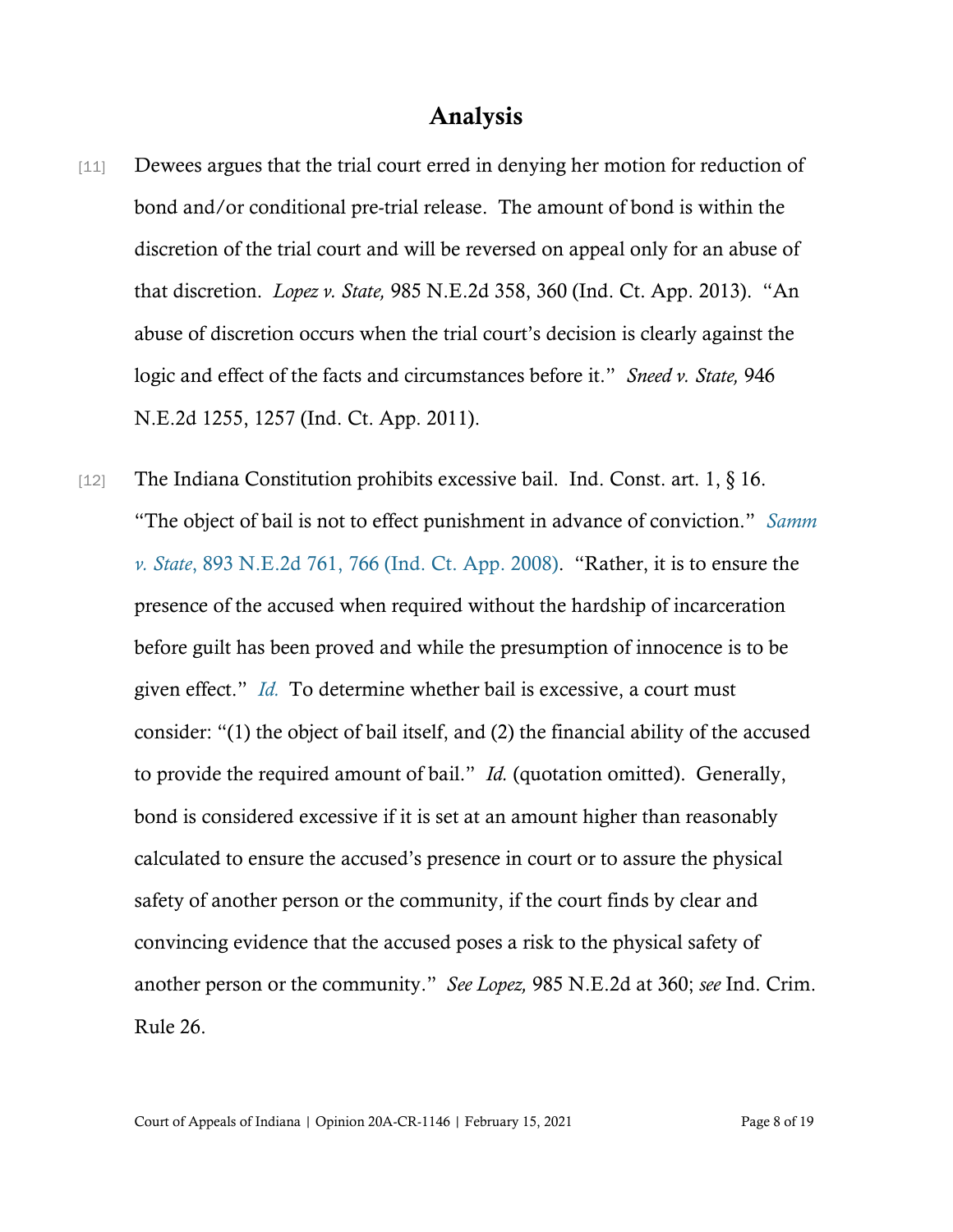# Analysis

[11] Dewees argues that the trial court erred in denying her motion for reduction of bond and/or conditional pre-trial release. The amount of bond is within the discretion of the trial court and will be reversed on appeal only for an abuse of that discretion. *Lopez v. State,* 985 N.E.2d 358, 360 (Ind. Ct. App. 2013). "An abuse of discretion occurs when the trial court's decision is clearly against the logic and effect of the facts and circumstances before it." *Sneed v. State,* 946 N.E.2d 1255, 1257 (Ind. Ct. App. 2011).

[12] The Indiana Constitution prohibits excessive bail. Ind. Const. art. 1, § 16. "The object of bail is not to effect punishment in advance of conviction." *Samm v. State*, 893 N.E.2d 761, 766 (Ind. Ct. App. 2008). "Rather, it is to ensure the presence of the accused when required without the hardship of incarceration before guilt has been proved and while the presumption of innocence is to be given effect." *Id.* To determine whether bail is excessive, a court must consider: "(1) the object of bail itself, and (2) the financial ability of the accused to provide the required amount of bail." *Id.* (quotation omitted). Generally, bond is considered excessive if it is set at an amount higher than reasonably calculated to ensure the accused's presence in court or to assure the physical safety of another person or the community, if the court finds by clear and convincing evidence that the accused poses a risk to the physical safety of another person or the community." *See Lopez,* 985 N.E.2d at 360; *see* Ind. Crim. Rule 26.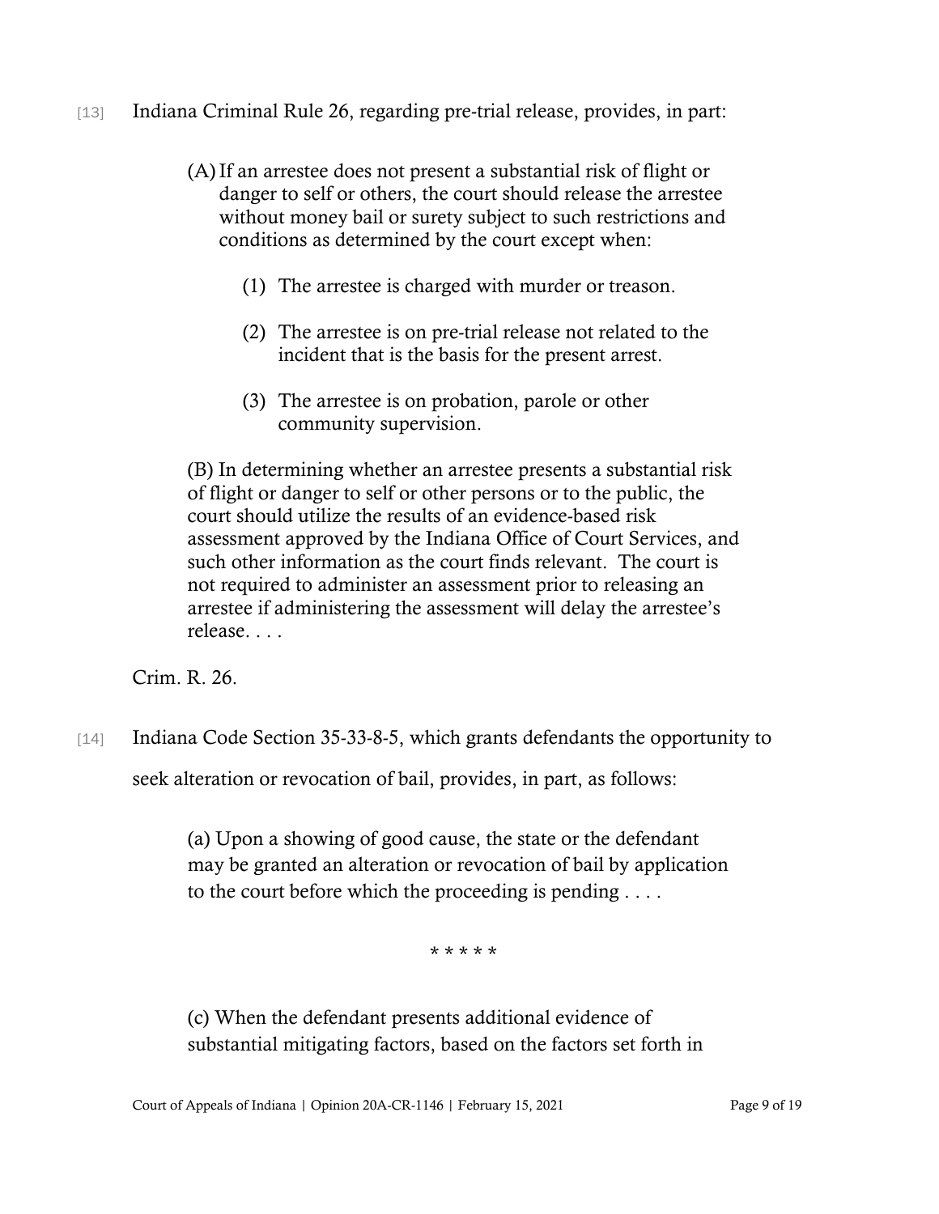[13] Indiana Criminal Rule 26, regarding pre-trial release, provides, in part:

> (A) If an arrestee does not present a substantial risk of flight or danger to self or others, the court should release the arrestee without money bail or surety subject to such restrictions and conditions as determined by the court except when:
>
> > (1) The arrestee is charged with murder or treason.
> >
> > (2) The arrestee is on pre-trial release not related to the incident that is the basis for the present arrest.
> >
> > (3) The arrestee is on probation, parole or other community supervision.
>
> (B) In determining whether an arrestee presents a substantial risk of flight or danger to self or other persons or to the public, the court should utilize the results of an evidence-based risk assessment approved by the Indiana Office of Court Services, and such other information as the court finds relevant. The court is not required to administer an assessment prior to releasing an arrestee if administering the assessment will delay the arrestee's release. . . .

Crim. R. 26.

[14] Indiana Code Section 35-33-8-5, which grants defendants the opportunity to seek alteration or revocation of bail, provides, in part, as follows:

> (a) Upon a showing of good cause, the state or the defendant may be granted an alteration or revocation of bail by application to the court before which the proceeding is pending . . . .
>
> \* \* \* \* \*
>
> (c) When the defendant presents additional evidence of substantial mitigating factors, based on the factors set forth in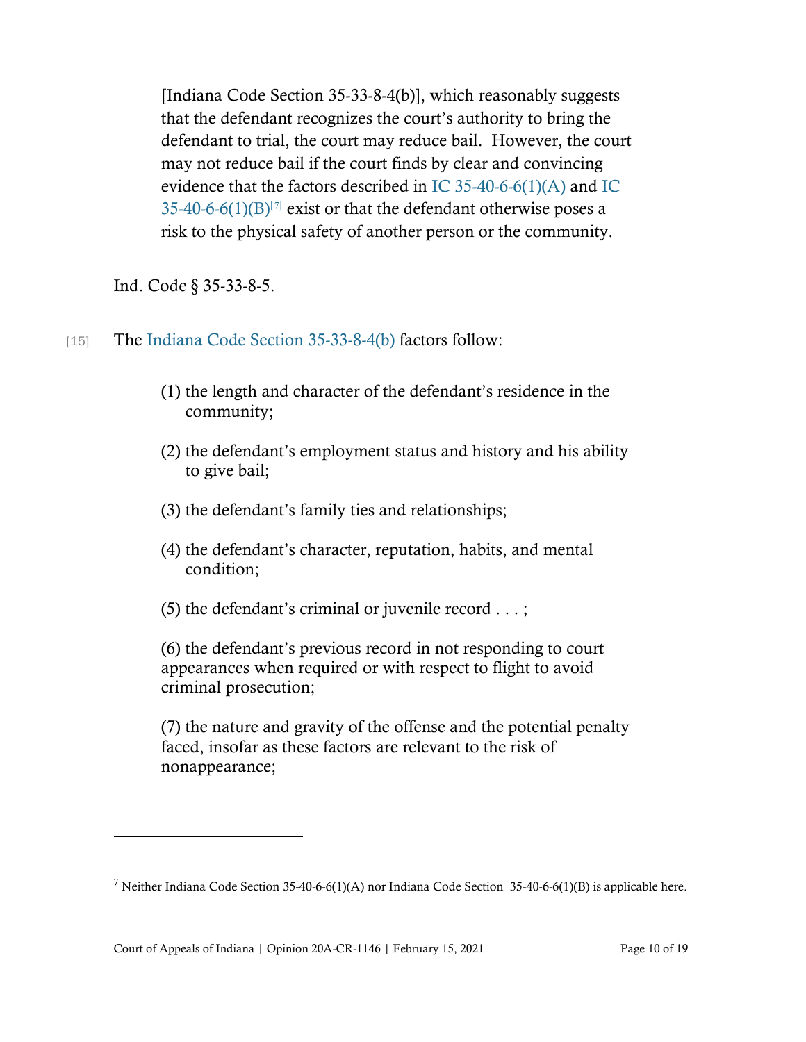> [Indiana Code Section 35-33-8-4(b)], which reasonably suggests that the defendant recognizes the court's authority to bring the defendant to trial, the court may reduce bail. However, the court may not reduce bail if the court finds by clear and convincing evidence that the factors described in IC 35-40-6-6(1)(A) and IC 35-40-6-6(1)(B)[7] exist or that the defendant otherwise poses a risk to the physical safety of another person or the community.

Ind. Code § 35-33-8-5.

[15] The Indiana Code Section 35-33-8-4(b) factors follow:

> (1) the length and character of the defendant's residence in the community;
>
> (2) the defendant's employment status and history and his ability to give bail;
>
> (3) the defendant's family ties and relationships;
>
> (4) the defendant's character, reputation, habits, and mental condition;
>
> (5) the defendant's criminal or juvenile record . . . ;
>
> (6) the defendant's previous record in not responding to court appearances when required or with respect to flight to avoid criminal prosecution;
>
> (7) the nature and gravity of the offense and the potential penalty faced, insofar as these factors are relevant to the risk of nonappearance;

---

[7] Neither Indiana Code Section 35-40-6-6(1)(A) nor Indiana Code Section 35-40-6-6(1)(B) is applicable here.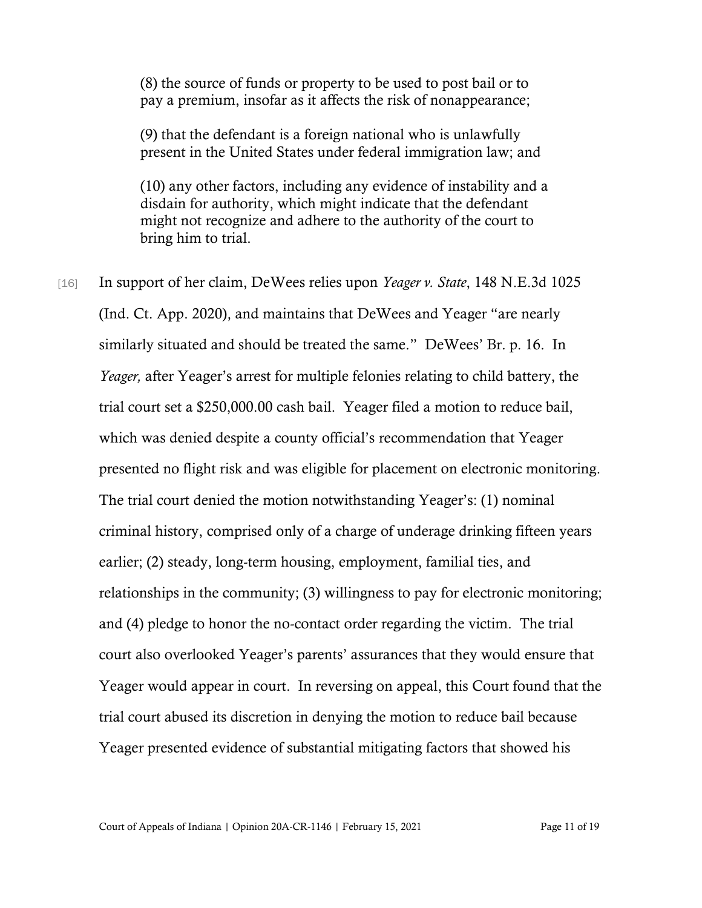> (8) the source of funds or property to be used to post bail or to pay a premium, insofar as it affects the risk of nonappearance;
>
> (9) that the defendant is a foreign national who is unlawfully present in the United States under federal immigration law; and
>
> (10) any other factors, including any evidence of instability and a disdain for authority, which might indicate that the defendant might not recognize and adhere to the authority of the court to bring him to trial.

[16] In support of her claim, DeWees relies upon *Yeager v. State*, 148 N.E.3d 1025 (Ind. Ct. App. 2020), and maintains that DeWees and Yeager "are nearly similarly situated and should be treated the same." DeWees' Br. p. 16. In *Yeager,* after Yeager's arrest for multiple felonies relating to child battery, the trial court set a $250,000.00 cash bail. Yeager filed a motion to reduce bail, which was denied despite a county official's recommendation that Yeager presented no flight risk and was eligible for placement on electronic monitoring. The trial court denied the motion notwithstanding Yeager's: (1) nominal criminal history, comprised only of a charge of underage drinking fifteen years earlier; (2) steady, long-term housing, employment, familial ties, and relationships in the community; (3) willingness to pay for electronic monitoring; and (4) pledge to honor the no-contact order regarding the victim. The trial court also overlooked Yeager's parents' assurances that they would ensure that Yeager would appear in court. In reversing on appeal, this Court found that the trial court abused its discretion in denying the motion to reduce bail because Yeager presented evidence of substantial mitigating factors that showed his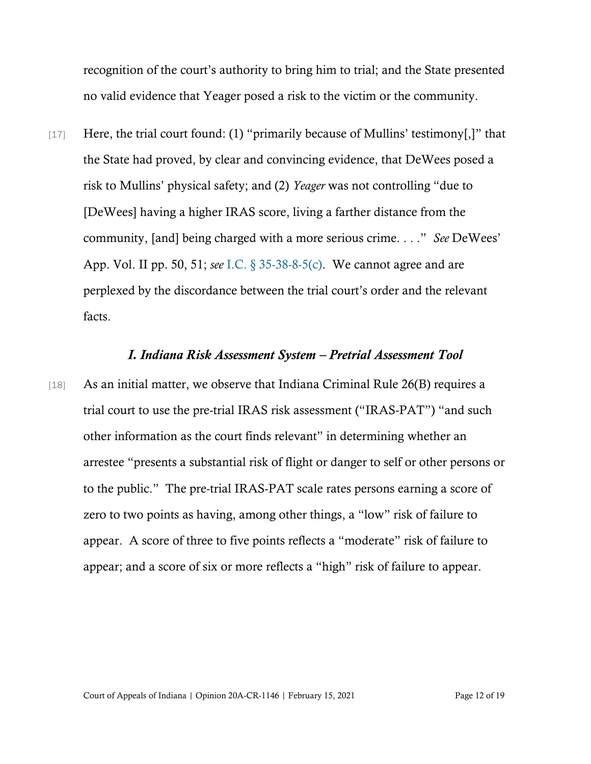recognition of the court's authority to bring him to trial; and the State presented no valid evidence that Yeager posed a risk to the victim or the community.

[17] Here, the trial court found: (1) "primarily because of Mullins' testimony[,]" that the State had proved, by clear and convincing evidence, that DeWees posed a risk to Mullins' physical safety; and (2) *Yeager* was not controlling "due to [DeWees] having a higher IRAS score, living a farther distance from the community, [and] being charged with a more serious crime. . . ." *See* DeWees' App. Vol. II pp. 50, 51; *see* I.C. § 35-38-8-5(c). We cannot agree and are perplexed by the discordance between the trial court's order and the relevant facts.

### *I. Indiana Risk Assessment System – Pretrial Assessment Tool*

[18] As an initial matter, we observe that Indiana Criminal Rule 26(B) requires a trial court to use the pre-trial IRAS risk assessment ("IRAS-PAT") "and such other information as the court finds relevant" in determining whether an arrestee "presents a substantial risk of flight or danger to self or other persons or to the public." The pre-trial IRAS-PAT scale rates persons earning a score of zero to two points as having, among other things, a "low" risk of failure to appear. A score of three to five points reflects a "moderate" risk of failure to appear; and a score of six or more reflects a "high" risk of failure to appear.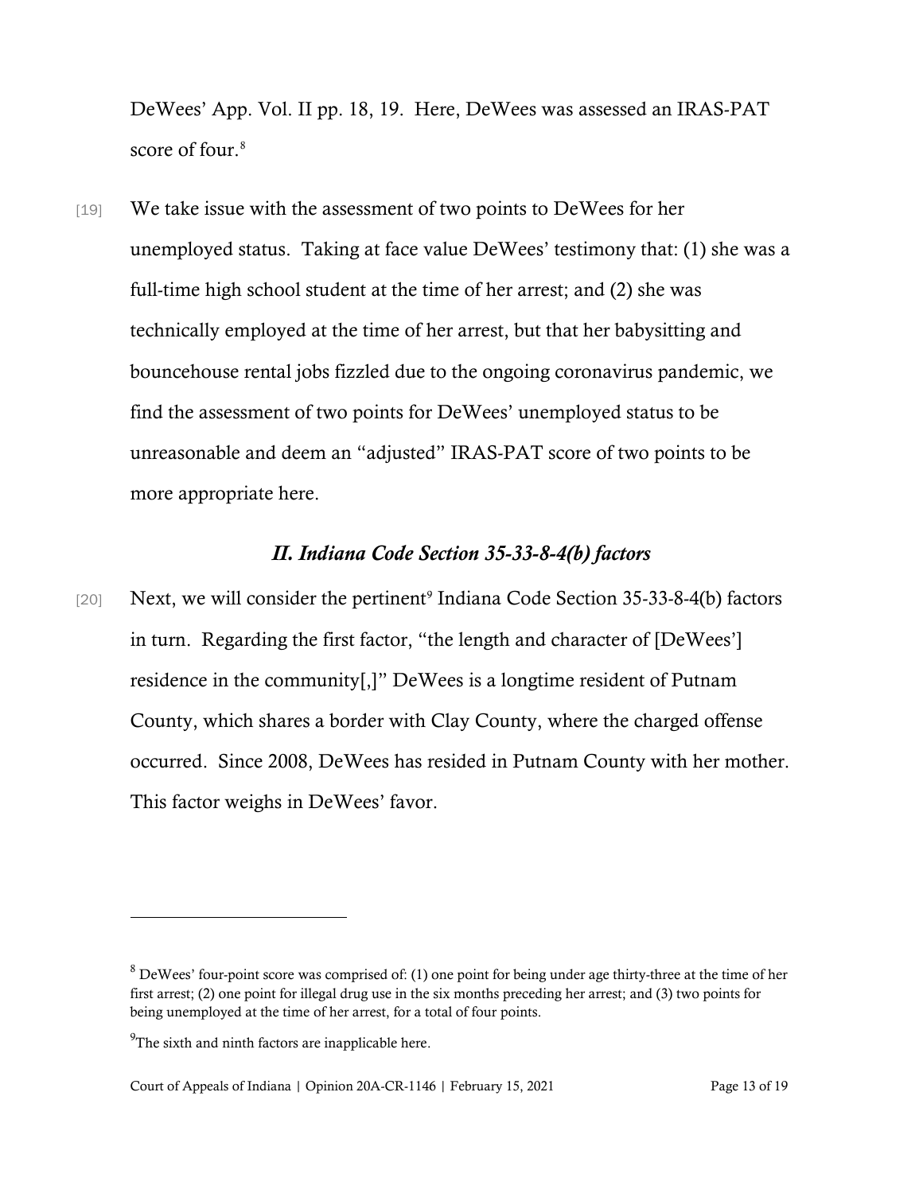DeWees' App. Vol. II pp. 18, 19. Here, DeWees was assessed an IRAS-PAT score of four.[8]

[19] We take issue with the assessment of two points to DeWees for her unemployed status. Taking at face value DeWees' testimony that: (1) she was a full-time high school student at the time of her arrest; and (2) she was technically employed at the time of her arrest, but that her babysitting and bouncehouse rental jobs fizzled due to the ongoing coronavirus pandemic, we find the assessment of two points for DeWees' unemployed status to be unreasonable and deem an "adjusted" IRAS-PAT score of two points to be more appropriate here.

### *II. Indiana Code Section 35-33-8-4(b) factors*

[20] Next, we will consider the pertinent[9] Indiana Code Section 35-33-8-4(b) factors in turn. Regarding the first factor, "the length and character of [DeWees'] residence in the community[,]" DeWees is a longtime resident of Putnam County, which shares a border with Clay County, where the charged offense occurred. Since 2008, DeWees has resided in Putnam County with her mother. This factor weighs in DeWees' favor.

---

[8] DeWees' four-point score was comprised of: (1) one point for being under age thirty-three at the time of her first arrest; (2) one point for illegal drug use in the six months preceding her arrest; and (3) two points for being unemployed at the time of her arrest, for a total of four points.

[9] The sixth and ninth factors are inapplicable here.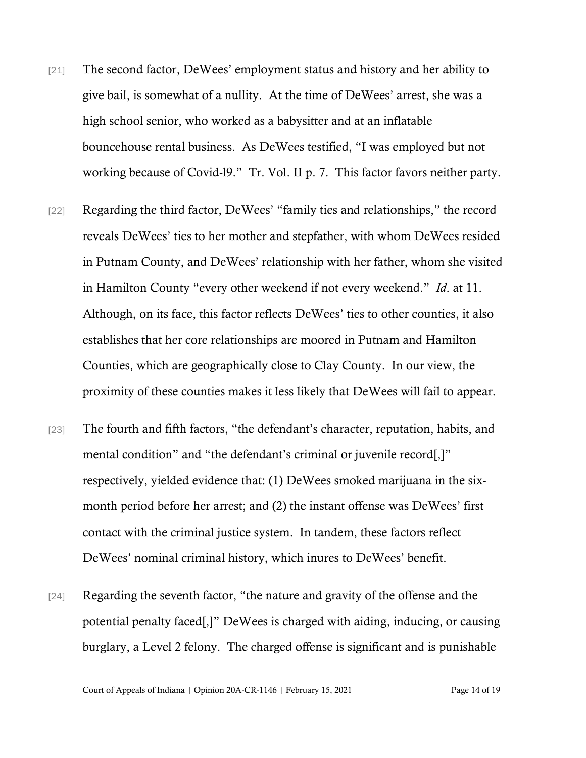[21] The second factor, DeWees' employment status and history and her ability to give bail, is somewhat of a nullity. At the time of DeWees' arrest, she was a high school senior, who worked as a babysitter and at an inflatable bouncehouse rental business. As DeWees testified, "I was employed but not working because of Covid-19." Tr. Vol. II p. 7. This factor favors neither party.

[22] Regarding the third factor, DeWees' "family ties and relationships," the record reveals DeWees' ties to her mother and stepfather, with whom DeWees resided in Putnam County, and DeWees' relationship with her father, whom she visited in Hamilton County "every other weekend if not every weekend." *Id*. at 11. Although, on its face, this factor reflects DeWees' ties to other counties, it also establishes that her core relationships are moored in Putnam and Hamilton Counties, which are geographically close to Clay County. In our view, the proximity of these counties makes it less likely that DeWees will fail to appear.

[23] The fourth and fifth factors, "the defendant's character, reputation, habits, and mental condition" and "the defendant's criminal or juvenile record[,]" respectively, yielded evidence that: (1) DeWees smoked marijuana in the six-month period before her arrest; and (2) the instant offense was DeWees' first contact with the criminal justice system. In tandem, these factors reflect DeWees' nominal criminal history, which inures to DeWees' benefit.

[24] Regarding the seventh factor, "the nature and gravity of the offense and the potential penalty faced[,]" DeWees is charged with aiding, inducing, or causing burglary, a Level 2 felony. The charged offense is significant and is punishable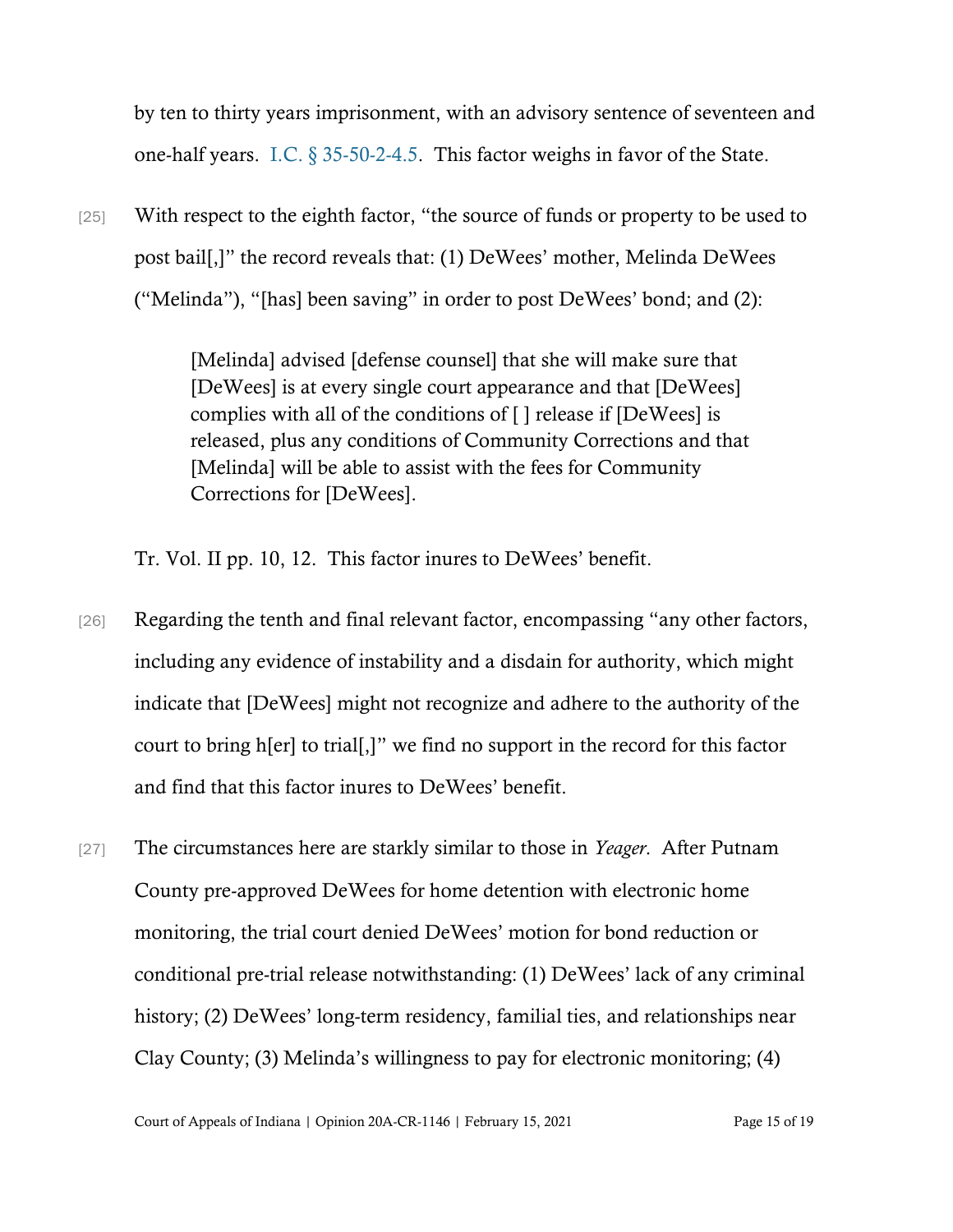by ten to thirty years imprisonment, with an advisory sentence of seventeen and one-half years. I.C. § 35-50-2-4.5. This factor weighs in favor of the State.

[25] With respect to the eighth factor, "the source of funds or property to be used to post bail[,]" the record reveals that: (1) DeWees' mother, Melinda DeWees ("Melinda"), "[has] been saving" in order to post DeWees' bond; and (2):

> [Melinda] advised [defense counsel] that she will make sure that [DeWees] is at every single court appearance and that [DeWees] complies with all of the conditions of [ ] release if [DeWees] is released, plus any conditions of Community Corrections and that [Melinda] will be able to assist with the fees for Community Corrections for [DeWees].

Tr. Vol. II pp. 10, 12. This factor inures to DeWees' benefit.

[26] Regarding the tenth and final relevant factor, encompassing "any other factors, including any evidence of instability and a disdain for authority, which might indicate that [DeWees] might not recognize and adhere to the authority of the court to bring h[er] to trial[,]" we find no support in the record for this factor and find that this factor inures to DeWees' benefit.

[27] The circumstances here are starkly similar to those in *Yeager*. After Putnam County pre-approved DeWees for home detention with electronic home monitoring, the trial court denied DeWees' motion for bond reduction or conditional pre-trial release notwithstanding: (1) DeWees' lack of any criminal history; (2) DeWees' long-term residency, familial ties, and relationships near Clay County; (3) Melinda's willingness to pay for electronic monitoring; (4)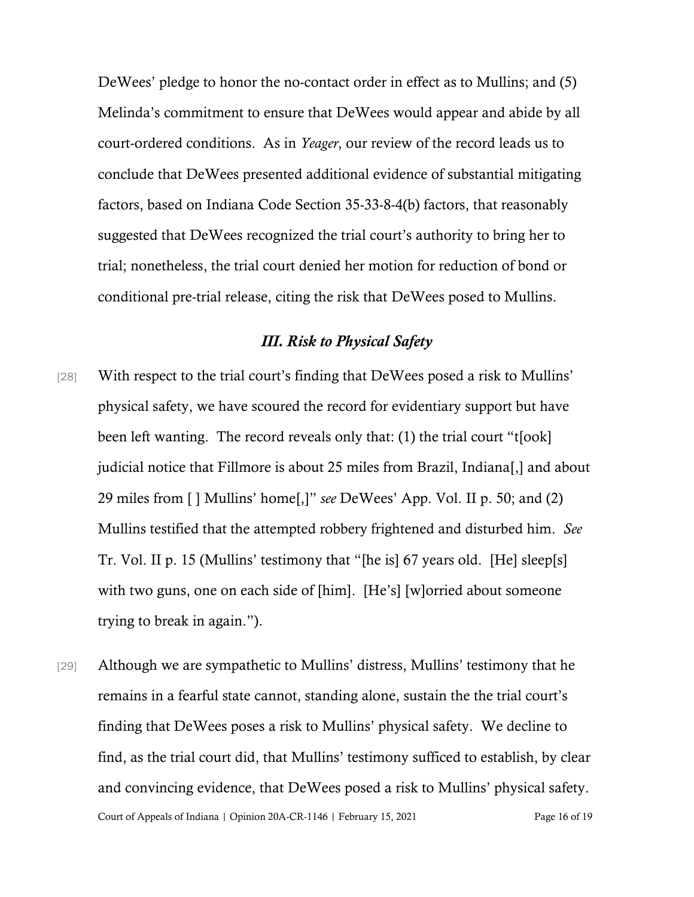DeWees' pledge to honor the no-contact order in effect as to Mullins; and (5) Melinda's commitment to ensure that DeWees would appear and abide by all court-ordered conditions. As in *Yeager*, our review of the record leads us to conclude that DeWees presented additional evidence of substantial mitigating factors, based on Indiana Code Section 35-33-8-4(b) factors, that reasonably suggested that DeWees recognized the trial court's authority to bring her to trial; nonetheless, the trial court denied her motion for reduction of bond or conditional pre-trial release, citing the risk that DeWees posed to Mullins.

### *III. Risk to Physical Safety*

[28] With respect to the trial court's finding that DeWees posed a risk to Mullins' physical safety, we have scoured the record for evidentiary support but have been left wanting. The record reveals only that: (1) the trial court "t[ook] judicial notice that Fillmore is about 25 miles from Brazil, Indiana[,] and about 29 miles from [ ] Mullins' home[,]" *see* DeWees' App. Vol. II p. 50; and (2) Mullins testified that the attempted robbery frightened and disturbed him. *See* Tr. Vol. II p. 15 (Mullins' testimony that "[he is] 67 years old. [He] sleep[s] with two guns, one on each side of [him]. [He's] [w]orried about someone trying to break in again.").

[29] Although we are sympathetic to Mullins' distress, Mullins' testimony that he remains in a fearful state cannot, standing alone, sustain the the trial court's finding that DeWees poses a risk to Mullins' physical safety. We decline to find, as the trial court did, that Mullins' testimony sufficed to establish, by clear and convincing evidence, that DeWees posed a risk to Mullins' physical safety.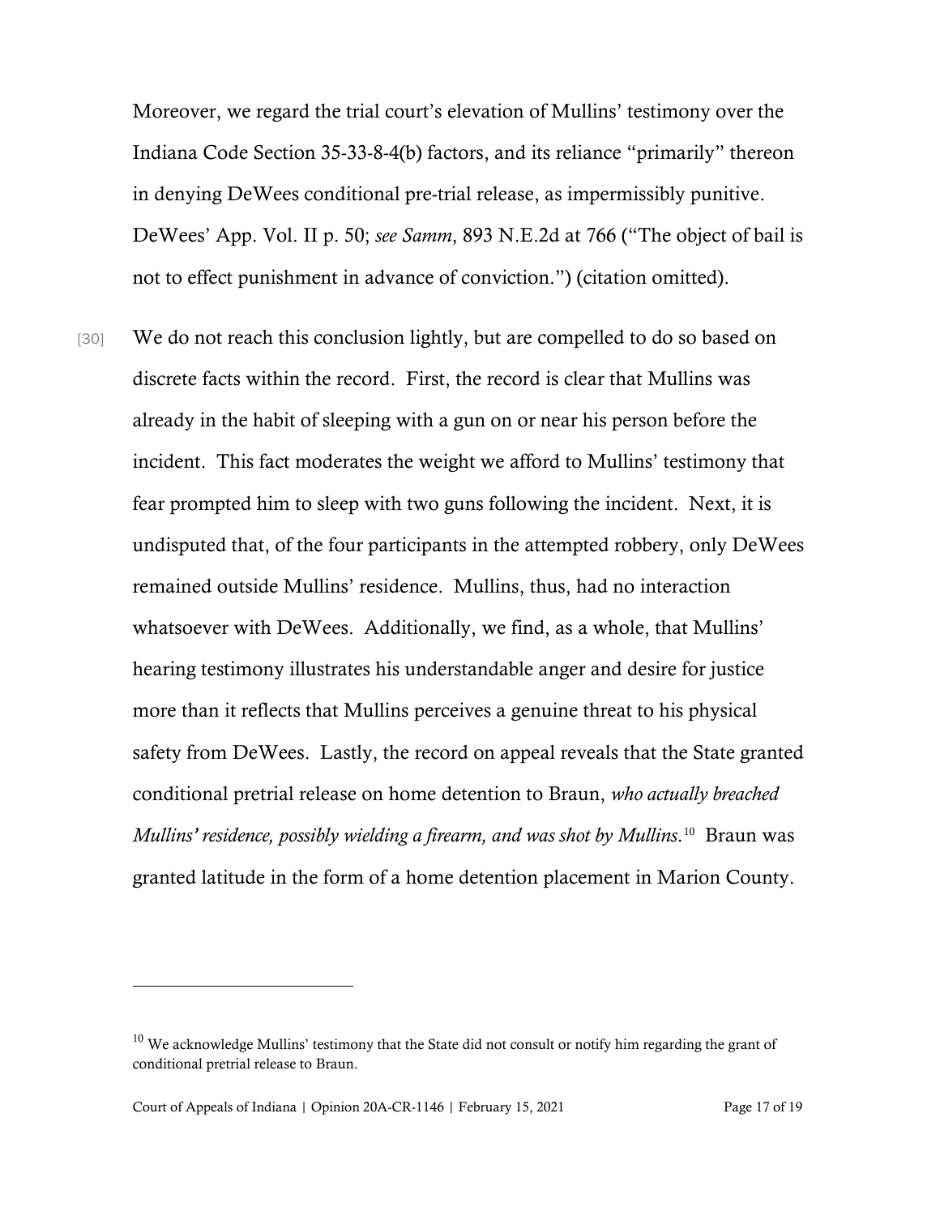Moreover, we regard the trial court's elevation of Mullins' testimony over the Indiana Code Section 35-33-8-4(b) factors, and its reliance "primarily" thereon in denying DeWees conditional pre-trial release, as impermissibly punitive. DeWees' App. Vol. II p. 50; *see Samm*, 893 N.E.2d at 766 ("The object of bail is not to effect punishment in advance of conviction.") (citation omitted).

[30] We do not reach this conclusion lightly, but are compelled to do so based on discrete facts within the record. First, the record is clear that Mullins was already in the habit of sleeping with a gun on or near his person before the incident. This fact moderates the weight we afford to Mullins' testimony that fear prompted him to sleep with two guns following the incident. Next, it is undisputed that, of the four participants in the attempted robbery, only DeWees remained outside Mullins' residence. Mullins, thus, had no interaction whatsoever with DeWees. Additionally, we find, as a whole, that Mullins' hearing testimony illustrates his understandable anger and desire for justice more than it reflects that Mullins perceives a genuine threat to his physical safety from DeWees. Lastly, the record on appeal reveals that the State granted conditional pretrial release on home detention to Braun, *who actually breached Mullins' residence, possibly wielding a firearm, and was shot by Mullins*.[10] Braun was granted latitude in the form of a home detention placement in Marion County.

---

[10] We acknowledge Mullins' testimony that the State did not consult or notify him regarding the grant of conditional pretrial release to Braun.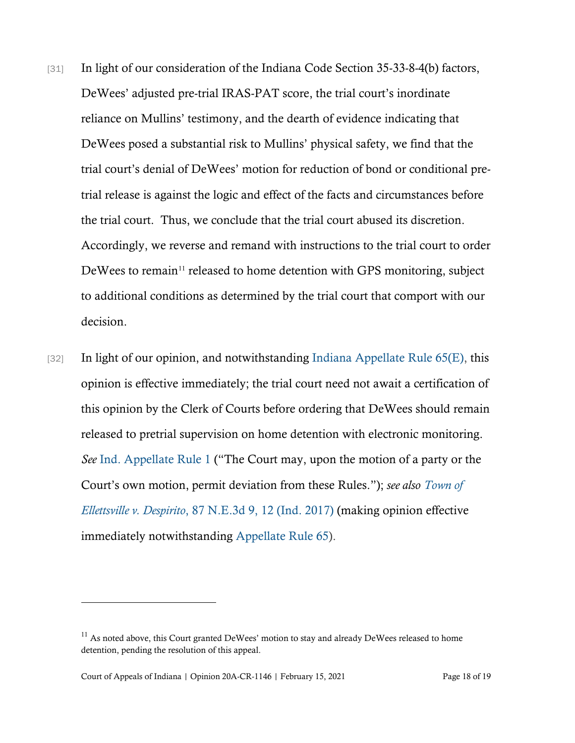[31] In light of our consideration of the Indiana Code Section 35-33-8-4(b) factors, DeWees' adjusted pre-trial IRAS-PAT score, the trial court's inordinate reliance on Mullins' testimony, and the dearth of evidence indicating that DeWees posed a substantial risk to Mullins' physical safety, we find that the trial court's denial of DeWees' motion for reduction of bond or conditional pre-trial release is against the logic and effect of the facts and circumstances before the trial court. Thus, we conclude that the trial court abused its discretion. Accordingly, we reverse and remand with instructions to the trial court to order DeWees to remain[11] released to home detention with GPS monitoring, subject to additional conditions as determined by the trial court that comport with our decision.

[32] In light of our opinion, and notwithstanding Indiana Appellate Rule 65(E), this opinion is effective immediately; the trial court need not await a certification of this opinion by the Clerk of Courts before ordering that DeWees should remain released to pretrial supervision on home detention with electronic monitoring. *See* Ind. Appellate Rule 1 ("The Court may, upon the motion of a party or the Court's own motion, permit deviation from these Rules."); *see also* *Town of Ellettsville v. Despirito*, 87 N.E.3d 9, 12 (Ind. 2017) (making opinion effective immediately notwithstanding Appellate Rule 65).

---

[11] As noted above, this Court granted DeWees' motion to stay and already DeWees released to home detention, pending the resolution of this appeal.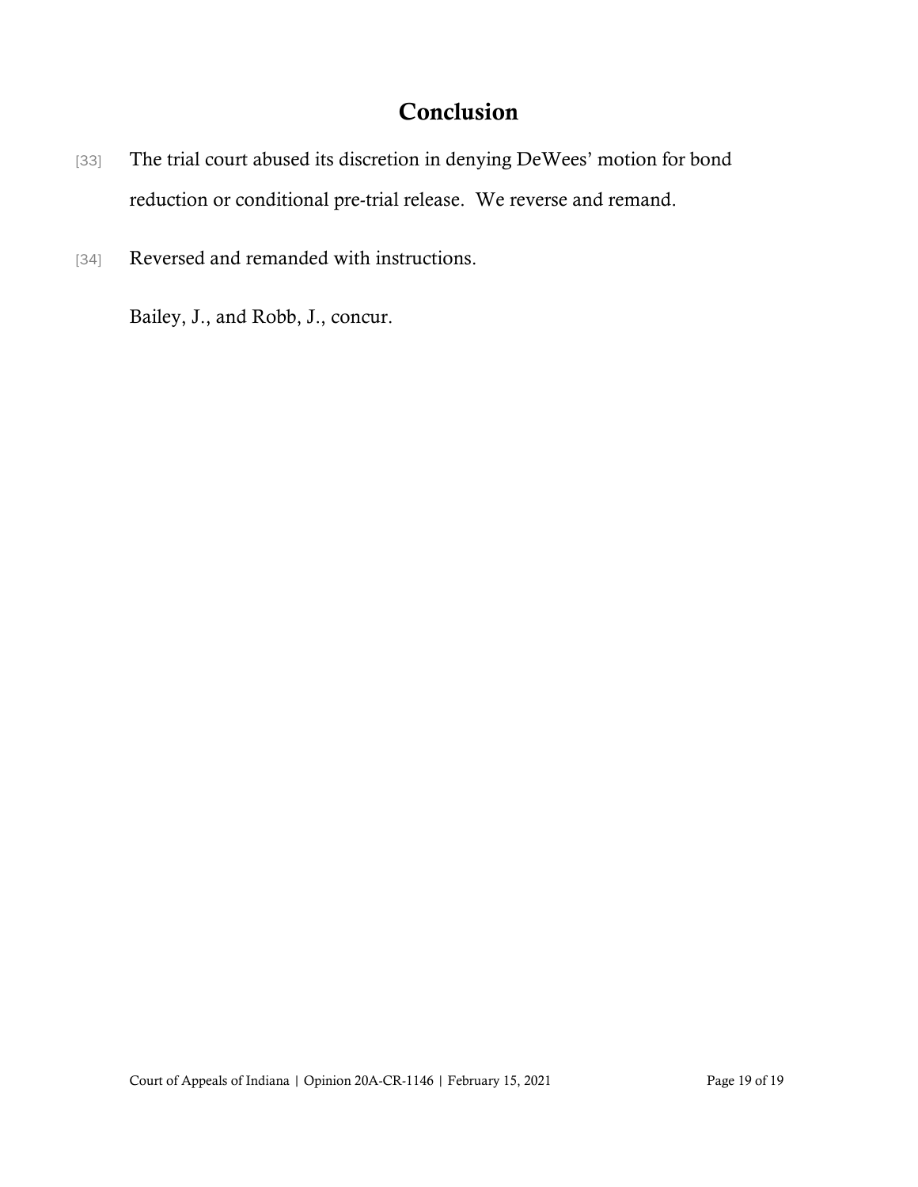## Conclusion

[33] The trial court abused its discretion in denying DeWees' motion for bond reduction or conditional pre-trial release. We reverse and remand.

[34] Reversed and remanded with instructions.

Bailey, J., and Robb, J., concur.